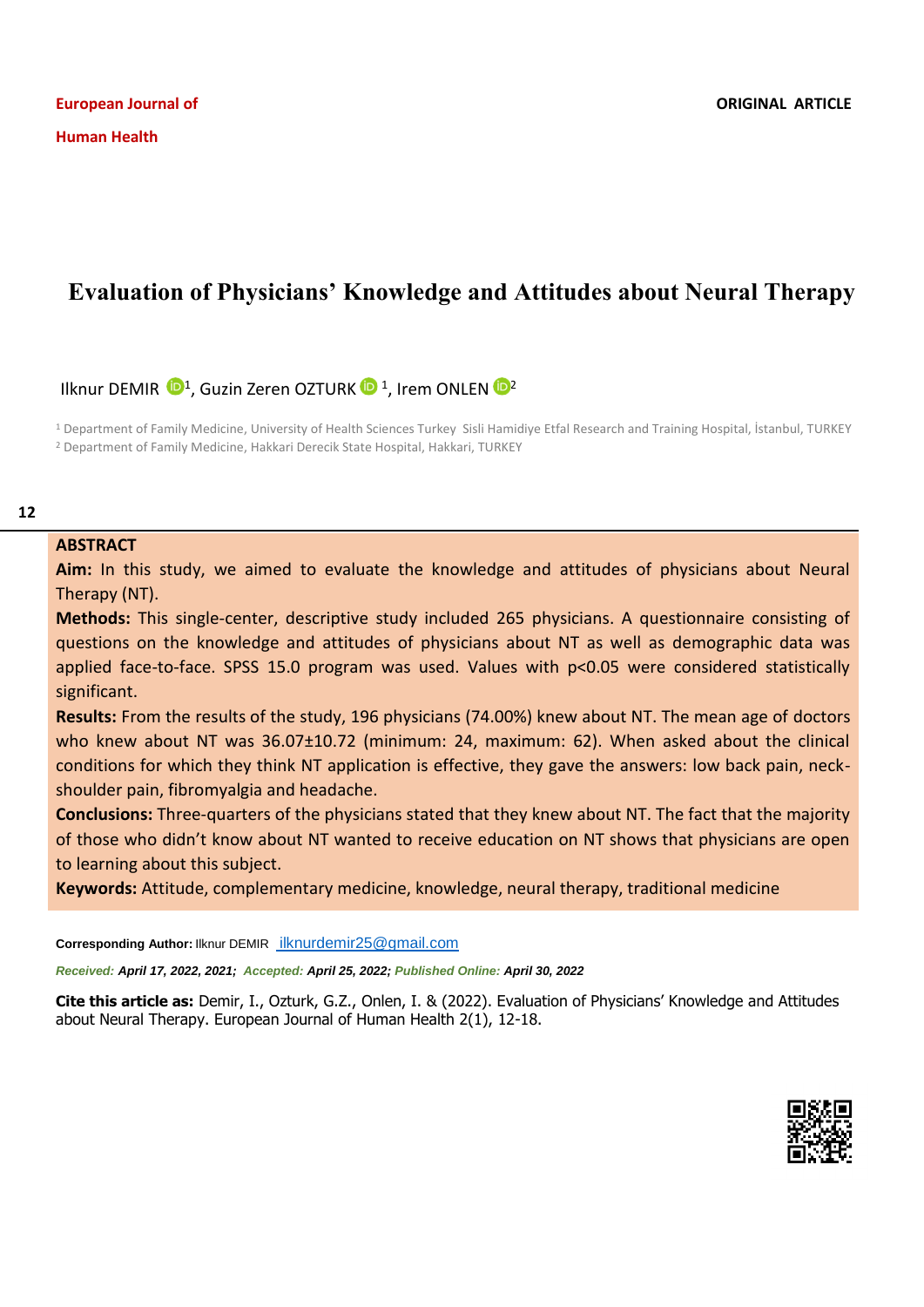European Journal of Human Health

**ORIGINAL ARTICLE**

# Evaluation of Physicians' Knowledge and Attitudes about Neural Therapy

Ilknur DEMIR [1], Guzin Zeren OZTURK [1], Irem ONLEN [2]

[1] Department of Family Medicine, University of Health Sciences Turkey Sisli Hamidiye Etfal Research and Training Hospital, İstanbul, TURKEY
[2] Department of Family Medicine, Hakkari Derecik State Hospital, Hakkari, TURKEY

## ABSTRACT

**Aim:** In this study, we aimed to evaluate the knowledge and attitudes of physicians about Neural Therapy (NT).

**Methods:** This single-center, descriptive study included 265 physicians. A questionnaire consisting of questions on the knowledge and attitudes of physicians about NT as well as demographic data was applied face-to-face. SPSS 15.0 program was used. Values with $p<0.05$ were considered statistically significant.

**Results:** From the results of the study, 196 physicians (74.00%) knew about NT. The mean age of doctors who knew about NT was 36.07±10.72 (minimum: 24, maximum: 62). When asked about the clinical conditions for which they think NT application is effective, they gave the answers: low back pain, neck-shoulder pain, fibromyalgia and headache.

**Conclusions:** Three-quarters of the physicians stated that they knew about NT. The fact that the majority of those who didn't know about NT wanted to receive education on NT shows that physicians are open to learning about this subject.

**Keywords:** Attitude, complementary medicine, knowledge, neural therapy, traditional medicine

**Corresponding Author:** Ilknur DEMIR ilknurdemir25@gmail.com

*Received: April 17, 2022, 2021; Accepted: April 25, 2022; Published Online: April 30, 2022*

**Cite this article as:** Demir, I., Ozturk, G.Z., Onlen, I. & (2022). Evaluation of Physicians' Knowledge and Attitudes about Neural Therapy. European Journal of Human Health 2(1), 12-18.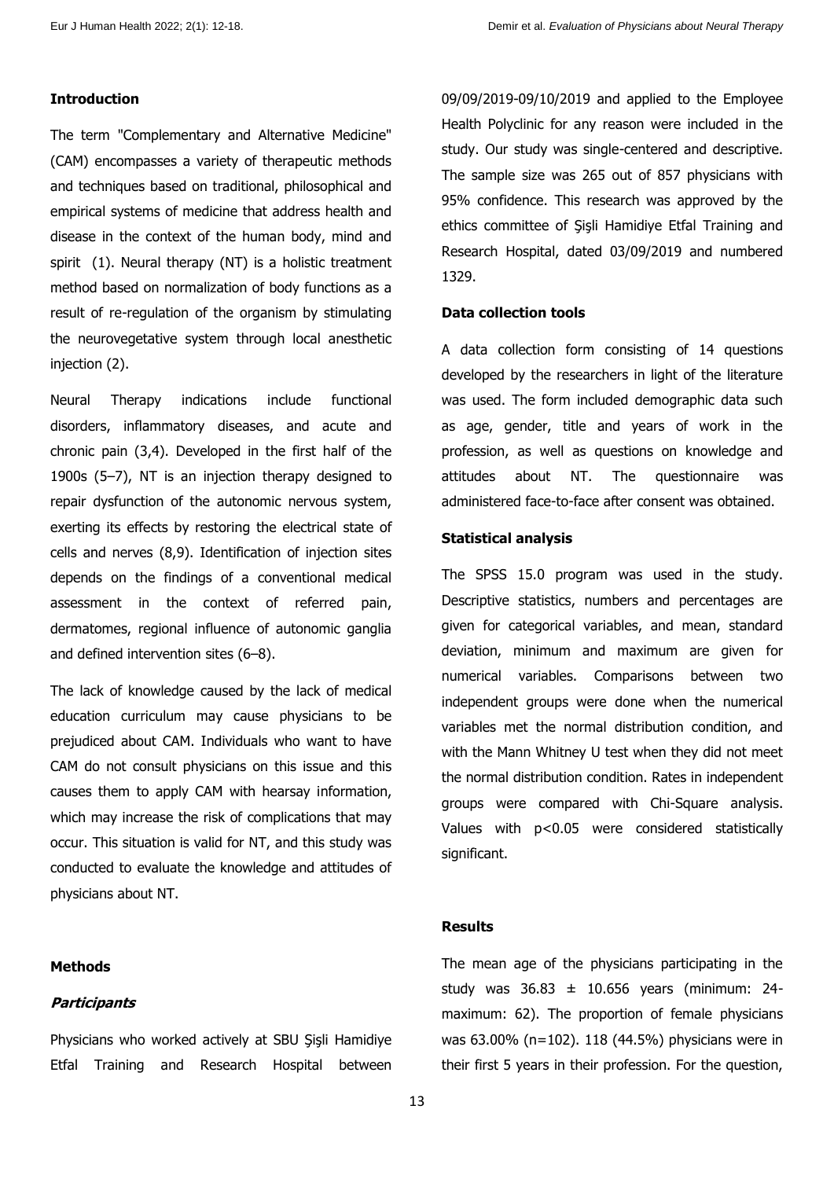## Introduction

The term "Complementary and Alternative Medicine" (CAM) encompasses a variety of therapeutic methods and techniques based on traditional, philosophical and empirical systems of medicine that address health and disease in the context of the human body, mind and spirit (1). Neural therapy (NT) is a holistic treatment method based on normalization of body functions as a result of re-regulation of the organism by stimulating the neurovegetative system through local anesthetic injection (2).

Neural Therapy indications include functional disorders, inflammatory diseases, and acute and chronic pain (3,4). Developed in the first half of the 1900s (5–7), NT is an injection therapy designed to repair dysfunction of the autonomic nervous system, exerting its effects by restoring the electrical state of cells and nerves (8,9). Identification of injection sites depends on the findings of a conventional medical assessment in the context of referred pain, dermatomes, regional influence of autonomic ganglia and defined intervention sites (6–8).

The lack of knowledge caused by the lack of medical education curriculum may cause physicians to be prejudiced about CAM. Individuals who want to have CAM do not consult physicians on this issue and this causes them to apply CAM with hearsay information, which may increase the risk of complications that may occur. This situation is valid for NT, and this study was conducted to evaluate the knowledge and attitudes of physicians about NT.

## Methods

### *Participants*

Physicians who worked actively at SBU Şişli Hamidiye Etfal Training and Research Hospital between 09/09/2019-09/10/2019 and applied to the Employee Health Polyclinic for any reason were included in the study. Our study was single-centered and descriptive. The sample size was 265 out of 857 physicians with 95% confidence. This research was approved by the ethics committee of Şişli Hamidiye Etfal Training and Research Hospital, dated 03/09/2019 and numbered 1329.

### Data collection tools

A data collection form consisting of 14 questions developed by the researchers in light of the literature was used. The form included demographic data such as age, gender, title and years of work in the profession, as well as questions on knowledge and attitudes about NT. The questionnaire was administered face-to-face after consent was obtained.

### Statistical analysis

The SPSS 15.0 program was used in the study. Descriptive statistics, numbers and percentages are given for categorical variables, and mean, standard deviation, minimum and maximum are given for numerical variables. Comparisons between two independent groups were done when the numerical variables met the normal distribution condition, and with the Mann Whitney U test when they did not meet the normal distribution condition. Rates in independent groups were compared with Chi-Square analysis. Values with $p<0.05$ were considered statistically significant.

## Results

The mean age of the physicians participating in the study was $36.83 \pm 10.656$ years (minimum: 24-maximum: 62). The proportion of female physicians was 63.00% (n=102). 118 (44.5%) physicians were in their first 5 years in their profession. For the question,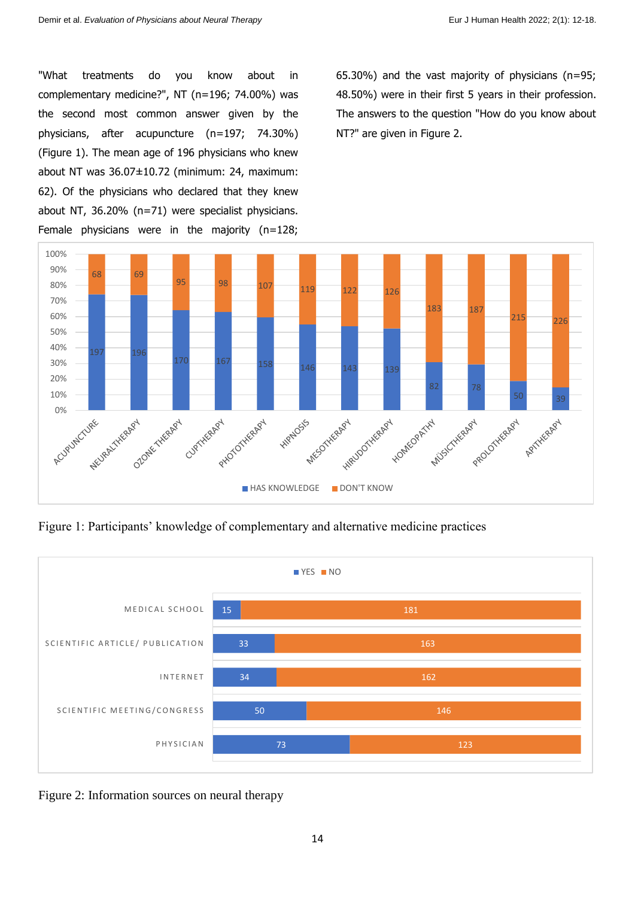"What treatments do you know about in complementary medicine?", NT (n=196; 74.00%) was the second most common answer given by the physicians, after acupuncture (n=197; 74.30%) (Figure 1). The mean age of 196 physicians who knew about NT was 36.07±10.72 (minimum: 24, maximum: 62). Of the physicians who declared that they knew about NT, 36.20% (n=71) were specialist physicians. Female physicians were in the majority (n=128; 65.30%) and the vast majority of physicians (n=95; 48.50%) were in their first 5 years in their profession. The answers to the question "How do you know about NT?" are given in Figure 2.

Figure 1: Participants' knowledge of complementary and alternative medicine practices

Figure 2: Information sources on neural therapy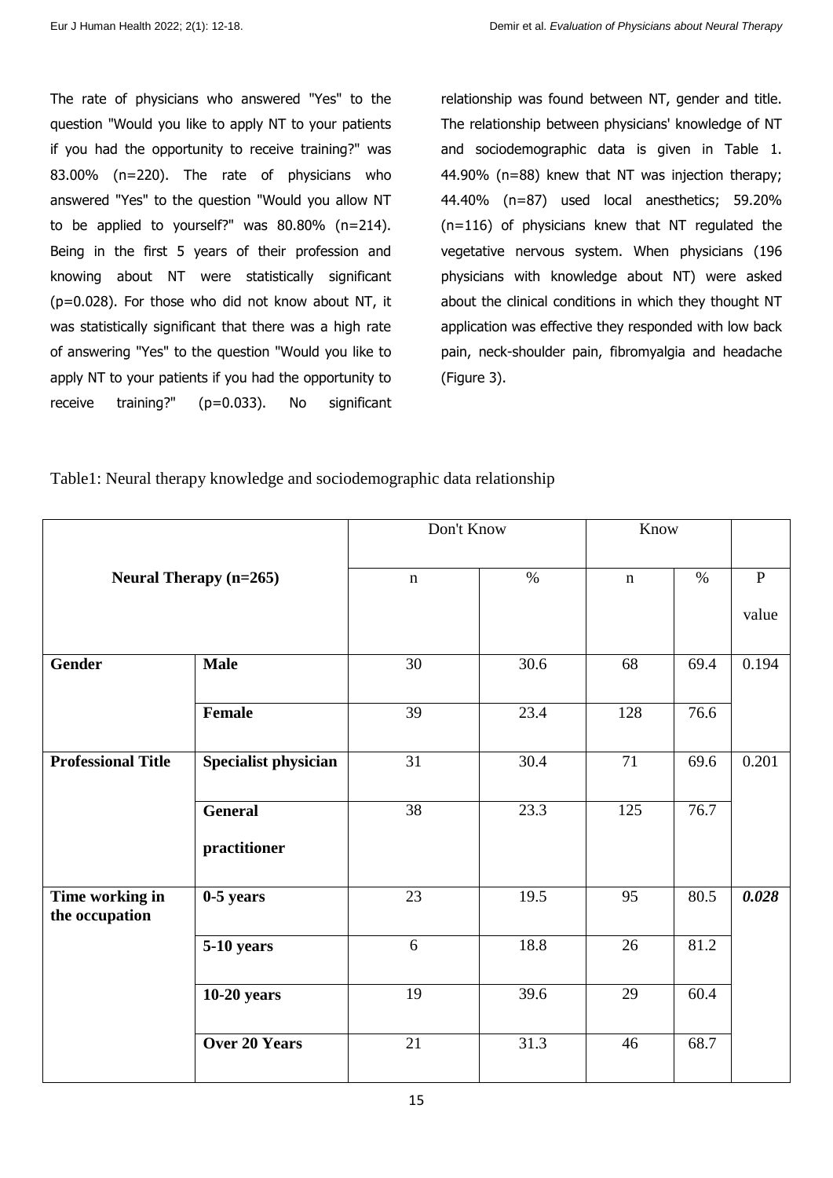The rate of physicians who answered "Yes" to the question "Would you like to apply NT to your patients if you had the opportunity to receive training?" was 83.00% (n=220). The rate of physicians who answered "Yes" to the question "Would you allow NT to be applied to yourself?" was 80.80% (n=214). Being in the first 5 years of their profession and knowing about NT were statistically significant (p=0.028). For those who did not know about NT, it was statistically significant that there was a high rate of answering "Yes" to the question "Would you like to apply NT to your patients if you had the opportunity to receive training?" (p=0.033). No significant relationship was found between NT, gender and title. The relationship between physicians' knowledge of NT and sociodemographic data is given in Table 1. 44.90% (n=88) knew that NT was injection therapy; 44.40% (n=87) used local anesthetics; 59.20% (n=116) of physicians knew that NT regulated the vegetative nervous system. When physicians (196 physicians with knowledge about NT) were asked about the clinical conditions in which they thought NT application was effective they responded with low back pain, neck-shoulder pain, fibromyalgia and headache (Figure 3).

Table1: Neural therapy knowledge and sociodemographic data relationship

| **Neural Therapy (n=265)** | | Don't Know | | Know | | |
|---|---|---|---|---|---|---|
| | | n | % | n | % | P value |
| **Gender** | **Male** | 30 | 30.6 | 68 | 69.4 | 0.194 |
| | **Female** | 39 | 23.4 | 128 | 76.6 | |
| **Professional Title** | **Specialist physician** | 31 | 30.4 | 71 | 69.6 | 0.201 |
| | **General practitioner** | 38 | 23.3 | 125 | 76.7 | |
| **Time working in the occupation** | **0-5 years** | 23 | 19.5 | 95 | 80.5 | ***0.028*** |
| | **5-10 years** | 6 | 18.8 | 26 | 81.2 | |
| | **10-20 years** | 19 | 39.6 | 29 | 60.4 | |
| | **Over 20 Years** | 21 | 31.3 | 46 | 68.7 | |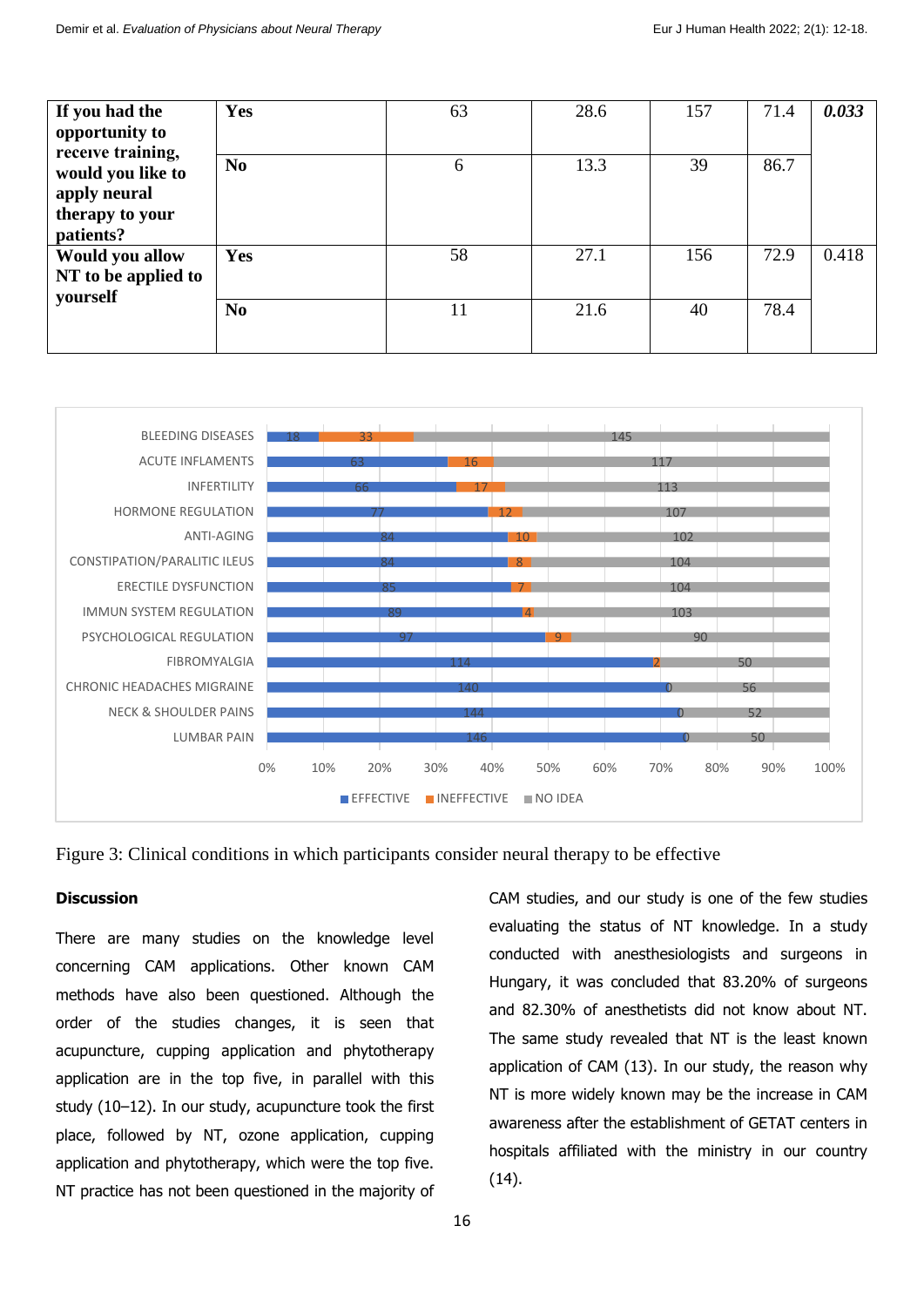| | | | | | | |
|---|---|---|---|---|---|---|
| **If you had the opportunity to receive training, would you like to apply neural therapy to your patients?** | **Yes** | 63 | 28.6 | 157 | 71.4 | ***0.033*** |
| | **No** | 6 | 13.3 | 39 | 86.7 | |
| **Would you allow NT to be applied to yourself** | **Yes** | 58 | 27.1 | 156 | 72.9 | 0.418 |
| | **No** | 11 | 21.6 | 40 | 78.4 | |

| Condition | EFFECTIVE | INEFFECTIVE | NO IDEA |
|---|---|---|---|
| BLEEDING DISEASES | 18 | 33 | 145 |
| ACUTE INFLAMENTS | 63 | 16 | 117 |
| INFERTILITY | 66 | 17 | 113 |
| HORMONE REGULATION | 77 | 12 | 107 |
| ANTI-AGING | 84 | 10 | 102 |
| CONSTIPATION/PARALITIC ILEUS | 84 | 8 | 104 |
| ERECTILE DYSFUNCTION | 85 | 7 | 104 |
| IMMUN SYSTEM REGULATION | 89 | 4 | 103 |
| PSYCHOLOGICAL REGULATION | 97 | 9 | 90 |
| FIBROMYALGIA | 114 | 2 | 50 |
| CHRONIC HEADACHES MIGRAINE | 140 | 0 | 56 |
| NECK & SHOULDER PAINS | 144 | 0 | 52 |
| LUMBAR PAIN | 146 | 0 | 50 |

Figure 3: Clinical conditions in which participants consider neural therapy to be effective

**Discussion**

There are many studies on the knowledge level concerning CAM applications. Other known CAM methods have also been questioned. Although the order of the studies changes, it is seen that acupuncture, cupping application and phytotherapy application are in the top five, in parallel with this study (10–12). In our study, acupuncture took the first place, followed by NT, ozone application, cupping application and phytotherapy, which were the top five. NT practice has not been questioned in the majority of CAM studies, and our study is one of the few studies evaluating the status of NT knowledge. In a study conducted with anesthesiologists and surgeons in Hungary, it was concluded that 83.20% of surgeons and 82.30% of anesthetists did not know about NT. The same study revealed that NT is the least known application of CAM (13). In our study, the reason why NT is more widely known may be the increase in CAM awareness after the establishment of GETAT centers in hospitals affiliated with the ministry in our country (14).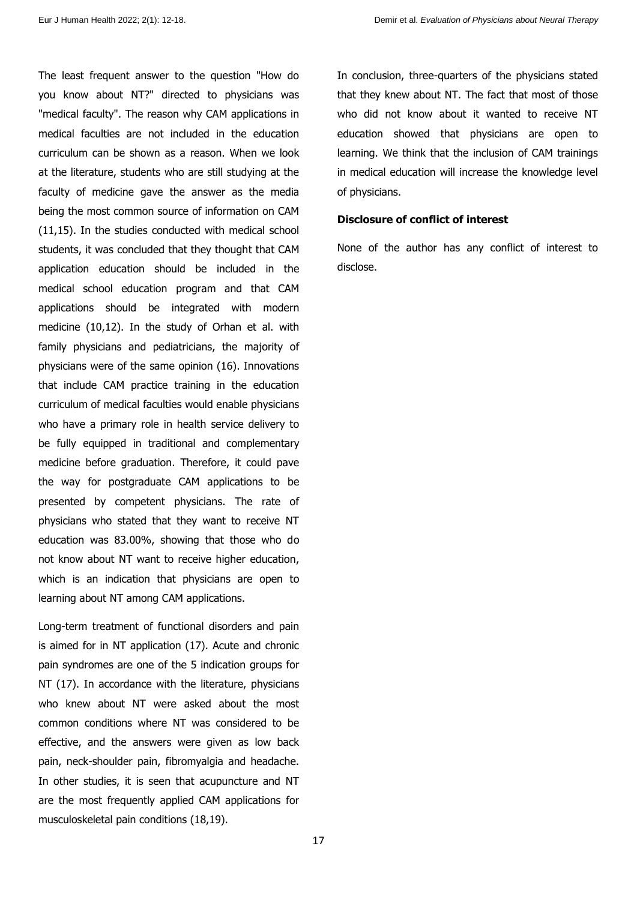The least frequent answer to the question "How do you know about NT?" directed to physicians was "medical faculty". The reason why CAM applications in medical faculties are not included in the education curriculum can be shown as a reason. When we look at the literature, students who are still studying at the faculty of medicine gave the answer as the media being the most common source of information on CAM (11,15). In the studies conducted with medical school students, it was concluded that they thought that CAM application education should be included in the medical school education program and that CAM applications should be integrated with modern medicine (10,12). In the study of Orhan et al. with family physicians and pediatricians, the majority of physicians were of the same opinion (16). Innovations that include CAM practice training in the education curriculum of medical faculties would enable physicians who have a primary role in health service delivery to be fully equipped in traditional and complementary medicine before graduation. Therefore, it could pave the way for postgraduate CAM applications to be presented by competent physicians. The rate of physicians who stated that they want to receive NT education was 83.00%, showing that those who do not know about NT want to receive higher education, which is an indication that physicians are open to learning about NT among CAM applications.

Long-term treatment of functional disorders and pain is aimed for in NT application (17). Acute and chronic pain syndromes are one of the 5 indication groups for NT (17). In accordance with the literature, physicians who knew about NT were asked about the most common conditions where NT was considered to be effective, and the answers were given as low back pain, neck-shoulder pain, fibromyalgia and headache. In other studies, it is seen that acupuncture and NT are the most frequently applied CAM applications for musculoskeletal pain conditions (18,19).

In conclusion, three-quarters of the physicians stated that they knew about NT. The fact that most of those who did not know about it wanted to receive NT education showed that physicians are open to learning. We think that the inclusion of CAM trainings in medical education will increase the knowledge level of physicians.

**Disclosure of conflict of interest**

None of the author has any conflict of interest to disclose.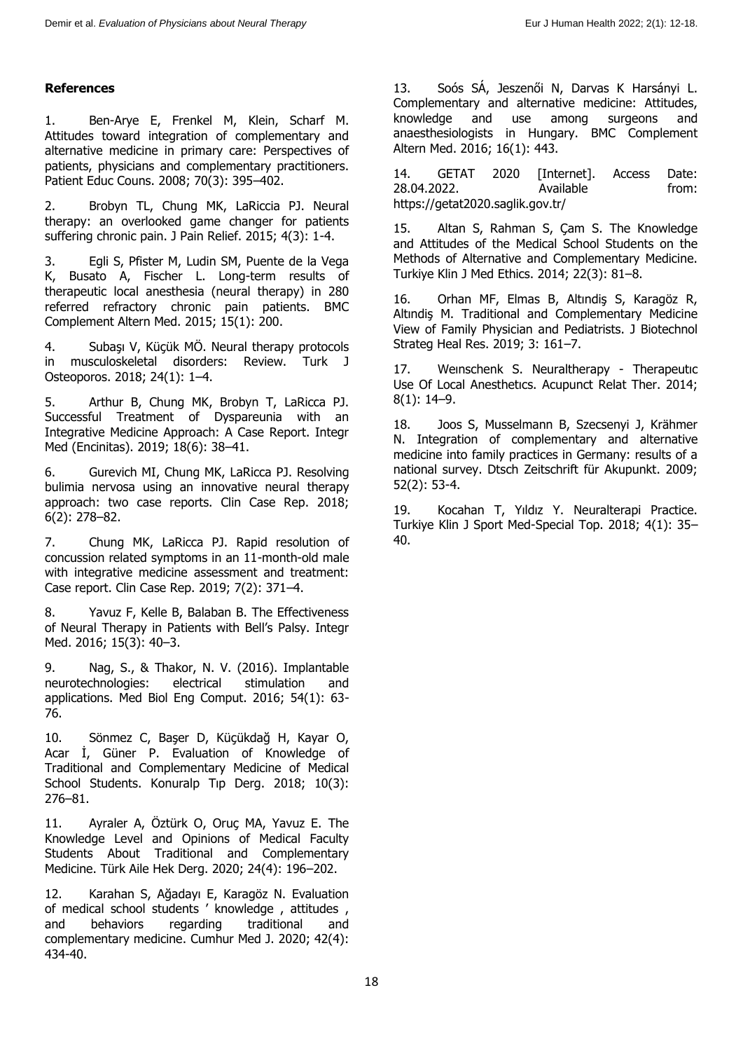## References

1. Ben-Arye E, Frenkel M, Klein, Scharf M. Attitudes toward integration of complementary and alternative medicine in primary care: Perspectives of patients, physicians and complementary practitioners. Patient Educ Couns. 2008; 70(3): 395–402.

2. Brobyn TL, Chung MK, LaRiccia PJ. Neural therapy: an overlooked game changer for patients suffering chronic pain. J Pain Relief. 2015; 4(3): 1-4.

3. Egli S, Pfister M, Ludin SM, Puente de la Vega K, Busato A, Fischer L. Long-term results of therapeutic local anesthesia (neural therapy) in 280 referred refractory chronic pain patients. BMC Complement Altern Med. 2015; 15(1): 200.

4. Subaşı V, Küçük MÖ. Neural therapy protocols in musculoskeletal disorders: Review. Turk J Osteoporos. 2018; 24(1): 1–4.

5. Arthur B, Chung MK, Brobyn T, LaRicca PJ. Successful Treatment of Dyspareunia with an Integrative Medicine Approach: A Case Report. Integr Med (Encinitas). 2019; 18(6): 38–41.

6. Gurevich MI, Chung MK, LaRicca PJ. Resolving bulimia nervosa using an innovative neural therapy approach: two case reports. Clin Case Rep. 2018; 6(2): 278–82.

7. Chung MK, LaRicca PJ. Rapid resolution of concussion related symptoms in an 11-month-old male with integrative medicine assessment and treatment: Case report. Clin Case Rep. 2019; 7(2): 371–4.

8. Yavuz F, Kelle B, Balaban B. The Effectiveness of Neural Therapy in Patients with Bell's Palsy. Integr Med. 2016; 15(3): 40–3.

9. Nag, S., & Thakor, N. V. (2016). Implantable neurotechnologies: electrical stimulation and applications. Med Biol Eng Comput. 2016; 54(1): 63-76.

10. Sönmez C, Başer D, Küçükdağ H, Kayar O, Acar İ, Güner P. Evaluation of Knowledge of Traditional and Complementary Medicine of Medical School Students. Konuralp Tıp Derg. 2018; 10(3): 276–81.

11. Ayraler A, Öztürk O, Oruç MA, Yavuz E. The Knowledge Level and Opinions of Medical Faculty Students About Traditional and Complementary Medicine. Türk Aile Hek Derg. 2020; 24(4): 196–202.

12. Karahan S, Ağadayı E, Karagöz N. Evaluation of medical school students ' knowledge , attitudes , and behaviors regarding traditional and complementary medicine. Cumhur Med J. 2020; 42(4): 434-40.

13. Soós SÁ, Jeszenői N, Darvas K Harsányi L. Complementary and alternative medicine: Attitudes, knowledge and use among surgeons and anaesthesiologists in Hungary. BMC Complement Altern Med. 2016; 16(1): 443.

14. GETAT 2020 [Internet]. Access Date: 28.04.2022. Available from: https://getat2020.saglik.gov.tr/

15. Altan S, Rahman S, Çam S. The Knowledge and Attitudes of the Medical School Students on the Methods of Alternative and Complementary Medicine. Turkiye Klin J Med Ethics. 2014; 22(3): 81–8.

16. Orhan MF, Elmas B, Altındiş S, Karagöz R, Altındiş M. Traditional and Complementary Medicine View of Family Physician and Pediatrists. J Biotechnol Strateg Heal Res. 2019; 3: 161–7.

17. Weınschenk S. Neuraltherapy - Therapeutıc Use Of Local Anesthetıcs. Acupunct Relat Ther. 2014; 8(1): 14–9.

18. Joos S, Musselmann B, Szecsenyi J, Krähmer N. Integration of complementary and alternative medicine into family practices in Germany: results of a national survey. Dtsch Zeitschrift für Akupunkt. 2009; 52(2): 53-4.

19. Kocahan T, Yıldız Y. Neuralterapi Practice. Turkiye Klin J Sport Med-Special Top. 2018; 4(1): 35–40.